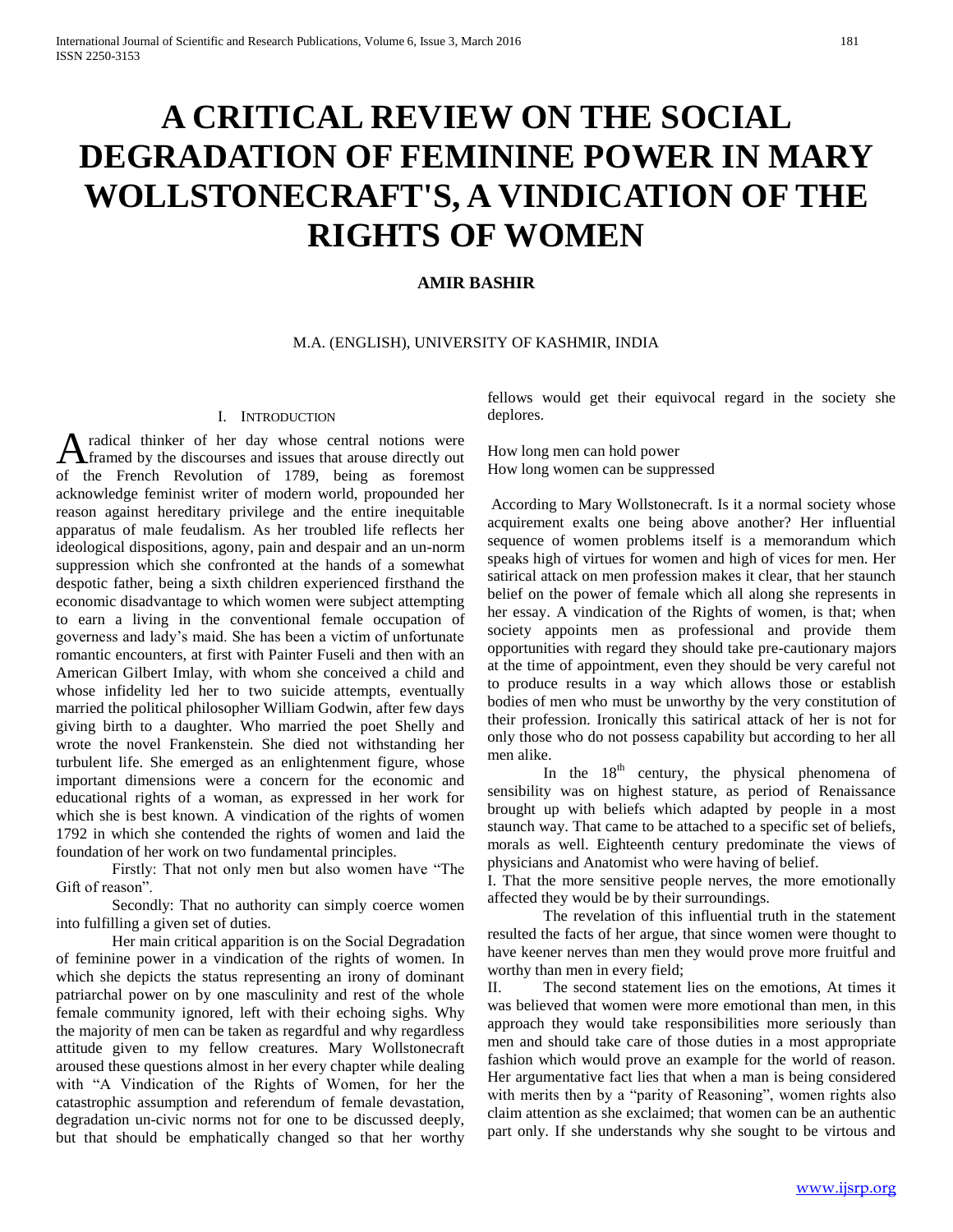# A CRITICAL REVIEW ON THE SOCIAL DEGRADATION OF FEMININE POWER IN MARY WOLLSTONECRAFT'S, A VINDICATION OF THE RIGHTS OF WOMEN

**AMIR BASHIR**

M.A. (ENGLISH), UNIVERSITY OF KASHMIR, INDIA

## I. INTRODUCTION

A radical thinker of her day whose central notions were framed by the discourses and issues that arouse directly out of the French Revolution of 1789, being as foremost acknowledge feminist writer of modern world, propounded her reason against hereditary privilege and the entire inequitable apparatus of male feudalism. As her troubled life reflects her ideological dispositions, agony, pain and despair and an un-norm suppression which she confronted at the hands of a somewhat despotic father, being a sixth children experienced firsthand the economic disadvantage to which women were subject attempting to earn a living in the conventional female occupation of governess and lady's maid. She has been a victim of unfortunate romantic encounters, at first with Painter Fuseli and then with an American Gilbert Imlay, with whom she conceived a child and whose infidelity led her to two suicide attempts, eventually married the political philosopher William Godwin, after few days giving birth to a daughter. Who married the poet Shelly and wrote the novel Frankenstein. She died not withstanding her turbulent life. She emerged as an enlightenment figure, whose important dimensions were a concern for the economic and educational rights of a woman, as expressed in her work for which she is best known. A vindication of the rights of women 1792 in which she contended the rights of women and laid the foundation of her work on two fundamental principles.

Firstly: That not only men but also women have "The Gift of reason".

Secondly: That no authority can simply coerce women into fulfilling a given set of duties.

Her main critical apparition is on the Social Degradation of feminine power in a vindication of the rights of women. In which she depicts the status representing an irony of dominant patriarchal power on by one masculinity and rest of the whole female community ignored, left with their echoing sighs. Why the majority of men can be taken as regardful and why regardless attitude given to my fellow creatures. Mary Wollstonecraft aroused these questions almost in her every chapter while dealing with "A Vindication of the Rights of Women, for her the catastrophic assumption and referendum of female devastation, degradation un-civic norms not for one to be discussed deeply, but that should be emphatically changed so that her worthy fellows would get their equivocal regard in the society she deplores.

How long men can hold power
How long women can be suppressed

According to Mary Wollstonecraft. Is it a normal society whose acquirement exalts one being above another? Her influential sequence of women problems itself is a memorandum which speaks high of virtues for women and high of vices for men. Her satirical attack on men profession makes it clear, that her staunch belief on the power of female which all along she represents in her essay. A vindication of the Rights of women, is that; when society appoints men as professional and provide them opportunities with regard they should take pre-cautionary majors at the time of appointment, even they should be very careful not to produce results in a way which allows those or establish bodies of men who must be unworthy by the very constitution of their profession. Ironically this satirical attack of her is not for only those who do not possess capability but according to her all men alike.

In the 18th century, the physical phenomena of sensibility was on highest stature, as period of Renaissance brought up with beliefs which adapted by people in a most staunch way. That came to be attached to a specific set of beliefs, morals as well. Eighteenth century predominate the views of physicians and Anatomist who were having of belief.

I. That the more sensitive people nerves, the more emotionally affected they would be by their surroundings.

The revelation of this influential truth in the statement resulted the facts of her argue, that since women were thought to have keener nerves than men they would prove more fruitful and worthy than men in every field;

II. The second statement lies on the emotions, At times it was believed that women were more emotional than men, in this approach they would take responsibilities more seriously than men and should take care of those duties in a most appropriate fashion which would prove an example for the world of reason. Her argumentative fact lies that when a man is being considered with merits then by a "parity of Reasoning", women rights also claim attention as she exclaimed; that women can be an authentic part only. If she understands why she sought to be virtous and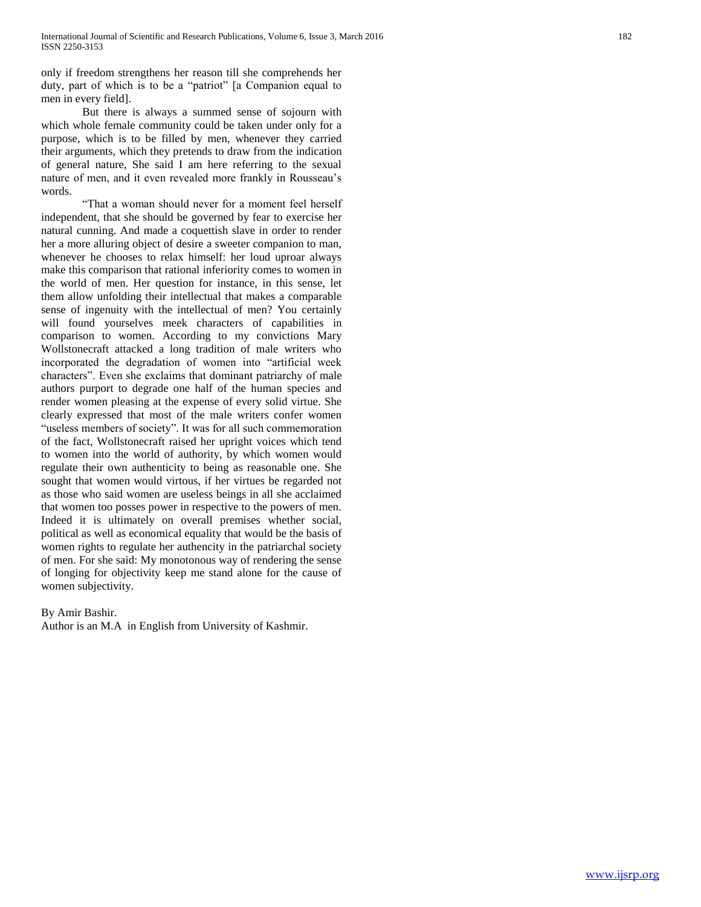only if freedom strengthens her reason till she comprehends her duty, part of which is to be a "patriot" [a Companion equal to men in every field].

But there is always a summed sense of sojourn with which whole female community could be taken under only for a purpose, which is to be filled by men, whenever they carried their arguments, which they pretends to draw from the indication of general nature, She said I am here referring to the sexual nature of men, and it even revealed more frankly in Rousseau's words.

"That a woman should never for a moment feel herself independent, that she should be governed by fear to exercise her natural cunning. And made a coquettish slave in order to render her a more alluring object of desire a sweeter companion to man, whenever he chooses to relax himself: her loud uproar always make this comparison that rational inferiority comes to women in the world of men. Her question for instance, in this sense, let them allow unfolding their intellectual that makes a comparable sense of ingenuity with the intellectual of men? You certainly will found yourselves meek characters of capabilities in comparison to women. According to my convictions Mary Wollstonecraft attacked a long tradition of male writers who incorporated the degradation of women into "artificial week characters". Even she exclaims that dominant patriarchy of male authors purport to degrade one half of the human species and render women pleasing at the expense of every solid virtue. She clearly expressed that most of the male writers confer women "useless members of society". It was for all such commemoration of the fact, Wollstonecraft raised her upright voices which tend to women into the world of authority, by which women would regulate their own authenticity to being as reasonable one. She sought that women would virtous, if her virtues be regarded not as those who said women are useless beings in all she acclaimed that women too posses power in respective to the powers of men. Indeed it is ultimately on overall premises whether social, political as well as economical equality that would be the basis of women rights to regulate her authencity in the patriarchal society of men. For she said: My monotonous way of rendering the sense of longing for objectivity keep me stand alone for the cause of women subjectivity.

By Amir Bashir.
Author is an M.A in English from University of Kashmir.